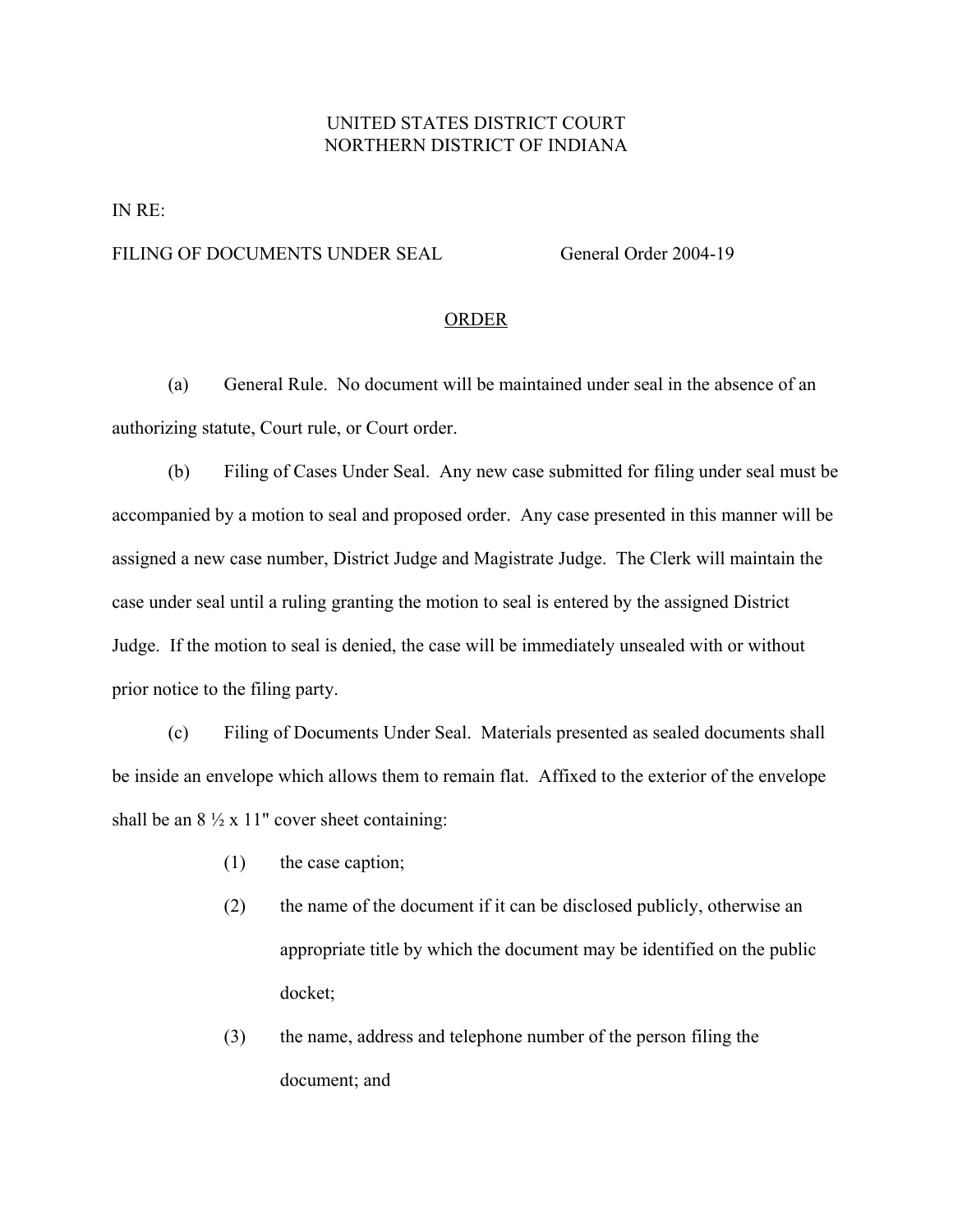UNITED STATES DISTRICT COURT
NORTHERN DISTRICT OF INDIANA

IN RE:

FILING OF DOCUMENTS UNDER SEAL General Order 2004-19

## ORDER

(a) General Rule. No document will be maintained under seal in the absence of an authorizing statute, Court rule, or Court order.

(b) Filing of Cases Under Seal. Any new case submitted for filing under seal must be accompanied by a motion to seal and proposed order. Any case presented in this manner will be assigned a new case number, District Judge and Magistrate Judge. The Clerk will maintain the case under seal until a ruling granting the motion to seal is entered by the assigned District Judge. If the motion to seal is denied, the case will be immediately unsealed with or without prior notice to the filing party.

(c) Filing of Documents Under Seal. Materials presented as sealed documents shall be inside an envelope which allows them to remain flat. Affixed to the exterior of the envelope shall be an 8 ½ x 11" cover sheet containing:

(1) the case caption;

(2) the name of the document if it can be disclosed publicly, otherwise an appropriate title by which the document may be identified on the public docket;

(3) the name, address and telephone number of the person filing the document; and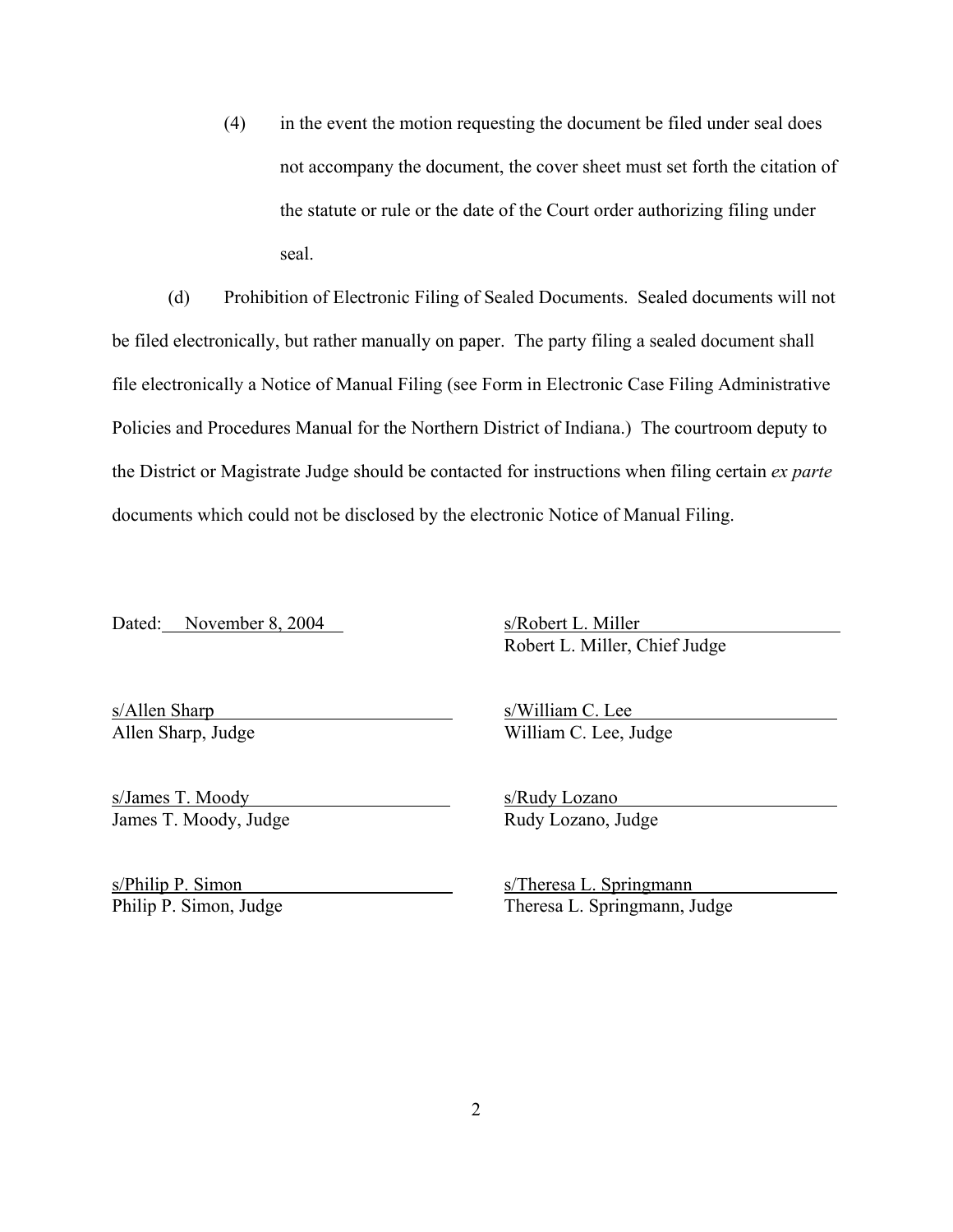(4) in the event the motion requesting the document be filed under seal does not accompany the document, the cover sheet must set forth the citation of the statute or rule or the date of the Court order authorizing filing under seal.

(d) Prohibition of Electronic Filing of Sealed Documents. Sealed documents will not be filed electronically, but rather manually on paper. The party filing a sealed document shall file electronically a Notice of Manual Filing (see Form in Electronic Case Filing Administrative Policies and Procedures Manual for the Northern District of Indiana.) The courtroom deputy to the District or Magistrate Judge should be contacted for instructions when filing certain *ex parte* documents which could not be disclosed by the electronic Notice of Manual Filing.

Dated: November 8, 2004

s/Robert L. Miller
Robert L. Miller, Chief Judge

s/Allen Sharp
Allen Sharp, Judge

s/William C. Lee
William C. Lee, Judge

s/James T. Moody
James T. Moody, Judge

s/Rudy Lozano
Rudy Lozano, Judge

s/Philip P. Simon
Philip P. Simon, Judge

s/Theresa L. Springmann
Theresa L. Springmann, Judge